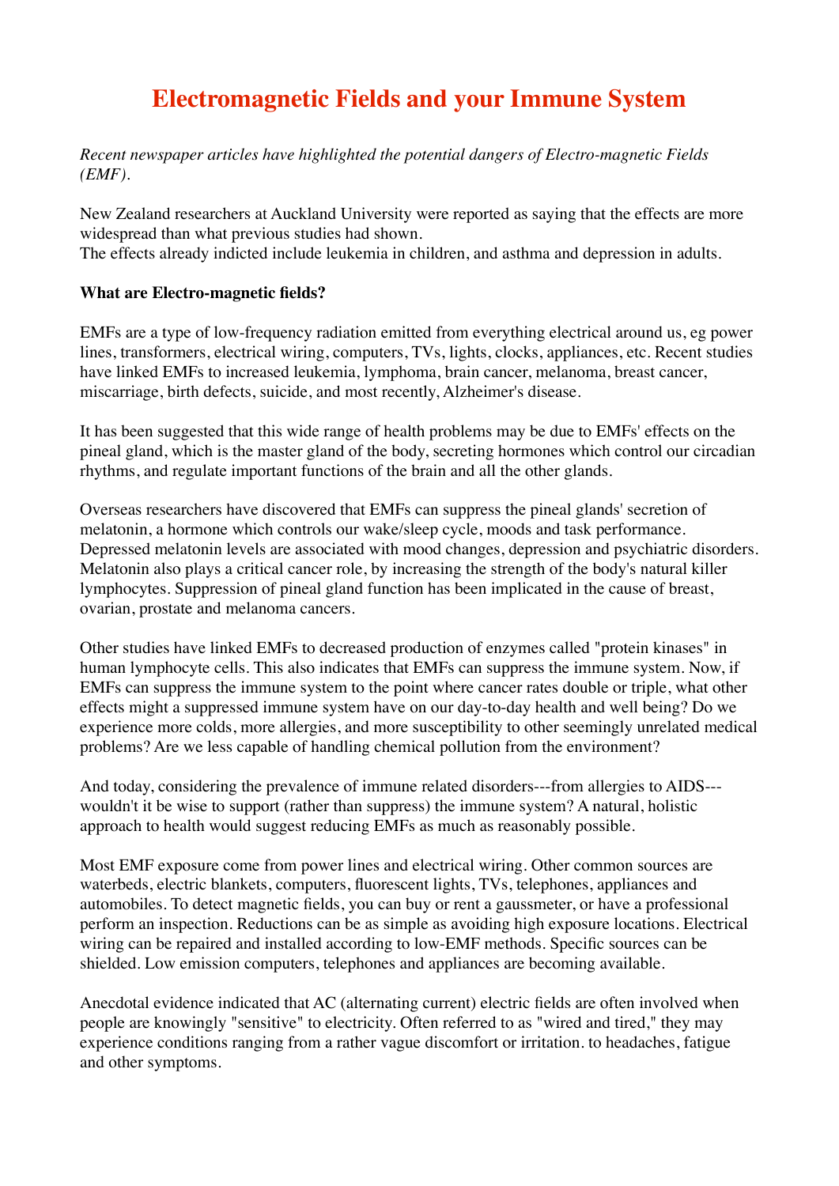# Electromagnetic Fields and your Immune System

*Recent newspaper articles have highlighted the potential dangers of Electro-magnetic Fields (EMF).*

New Zealand researchers at Auckland University were reported as saying that the effects are more widespread than what previous studies had shown.
The effects already indicted include leukemia in children, and asthma and depression in adults.

**What are Electro-magnetic fields?**

EMFs are a type of low-frequency radiation emitted from everything electrical around us, eg power lines, transformers, electrical wiring, computers, TVs, lights, clocks, appliances, etc. Recent studies have linked EMFs to increased leukemia, lymphoma, brain cancer, melanoma, breast cancer, miscarriage, birth defects, suicide, and most recently, Alzheimer's disease.

It has been suggested that this wide range of health problems may be due to EMFs' effects on the pineal gland, which is the master gland of the body, secreting hormones which control our circadian rhythms, and regulate important functions of the brain and all the other glands.

Overseas researchers have discovered that EMFs can suppress the pineal glands' secretion of melatonin, a hormone which controls our wake/sleep cycle, moods and task performance. Depressed melatonin levels are associated with mood changes, depression and psychiatric disorders. Melatonin also plays a critical cancer role, by increasing the strength of the body's natural killer lymphocytes. Suppression of pineal gland function has been implicated in the cause of breast, ovarian, prostate and melanoma cancers.

Other studies have linked EMFs to decreased production of enzymes called "protein kinases" in human lymphocyte cells. This also indicates that EMFs can suppress the immune system. Now, if EMFs can suppress the immune system to the point where cancer rates double or triple, what other effects might a suppressed immune system have on our day-to-day health and well being? Do we experience more colds, more allergies, and more susceptibility to other seemingly unrelated medical problems? Are we less capable of handling chemical pollution from the environment?

And today, considering the prevalence of immune related disorders---from allergies to AIDS---wouldn't it be wise to support (rather than suppress) the immune system? A natural, holistic approach to health would suggest reducing EMFs as much as reasonably possible.

Most EMF exposure come from power lines and electrical wiring. Other common sources are waterbeds, electric blankets, computers, fluorescent lights, TVs, telephones, appliances and automobiles. To detect magnetic fields, you can buy or rent a gaussmeter, or have a professional perform an inspection. Reductions can be as simple as avoiding high exposure locations. Electrical wiring can be repaired and installed according to low-EMF methods. Specific sources can be shielded. Low emission computers, telephones and appliances are becoming available.

Anecdotal evidence indicated that AC (alternating current) electric fields are often involved when people are knowingly "sensitive" to electricity. Often referred to as "wired and tired," they may experience conditions ranging from a rather vague discomfort or irritation. to headaches, fatigue and other symptoms.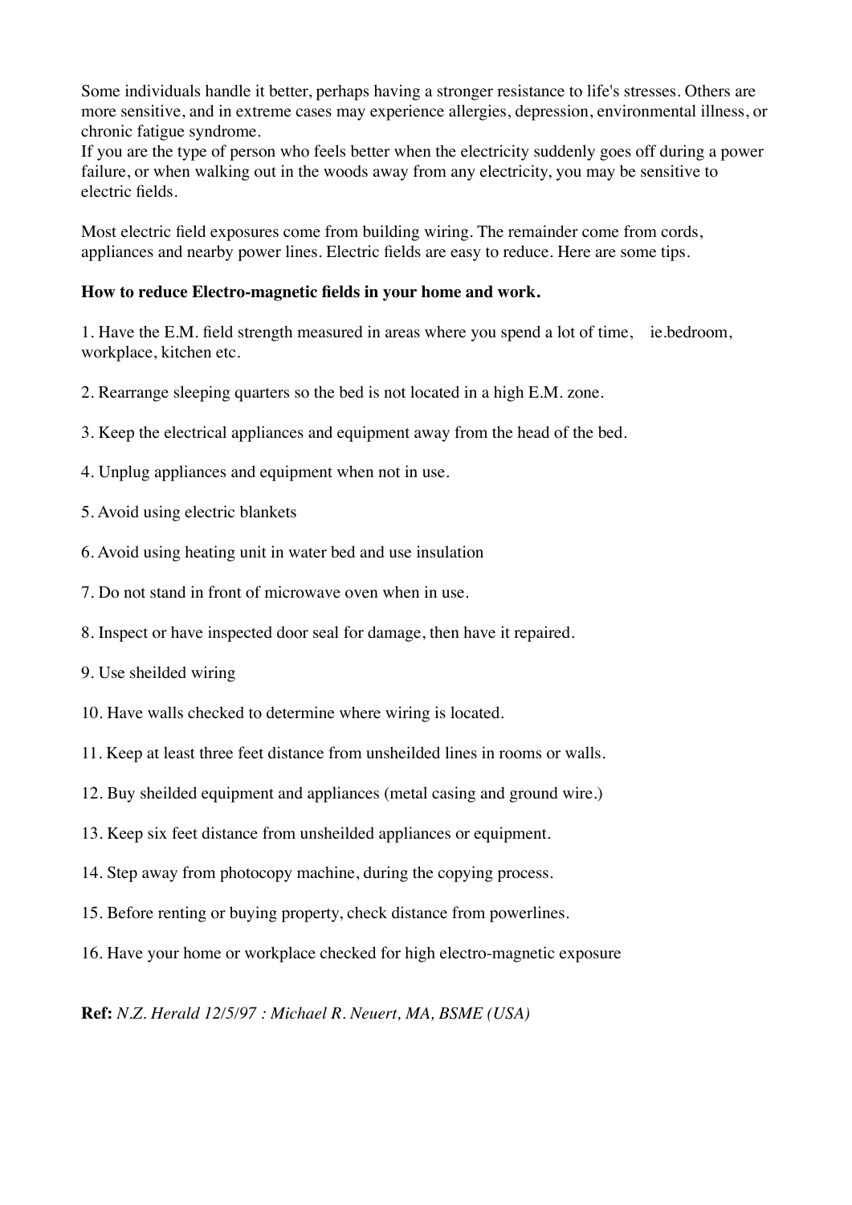Some individuals handle it better, perhaps having a stronger resistance to life's stresses. Others are more sensitive, and in extreme cases may experience allergies, depression, environmental illness, or chronic fatigue syndrome.
If you are the type of person who feels better when the electricity suddenly goes off during a power failure, or when walking out in the woods away from any electricity, you may be sensitive to electric fields.

Most electric field exposures come from building wiring. The remainder come from cords, appliances and nearby power lines. Electric fields are easy to reduce. Here are some tips.

**How to reduce Electro-magnetic fields in your home and work.**

1. Have the E.M. field strength measured in areas where you spend a lot of time, ie.bedroom, workplace, kitchen etc.

2. Rearrange sleeping quarters so the bed is not located in a high E.M. zone.

3. Keep the electrical appliances and equipment away from the head of the bed.

4. Unplug appliances and equipment when not in use.

5. Avoid using electric blankets

6. Avoid using heating unit in water bed and use insulation

7. Do not stand in front of microwave oven when in use.

8. Inspect or have inspected door seal for damage, then have it repaired.

9. Use sheilded wiring

10. Have walls checked to determine where wiring is located.

11. Keep at least three feet distance from unsheilded lines in rooms or walls.

12. Buy sheilded equipment and appliances (metal casing and ground wire.)

13. Keep six feet distance from unsheilded appliances or equipment.

14. Step away from photocopy machine, during the copying process.

15. Before renting or buying property, check distance from powerlines.

16. Have your home or workplace checked for high electro-magnetic exposure

**Ref:** *N.Z. Herald 12/5/97 : Michael R. Neuert, MA, BSME (USA)*